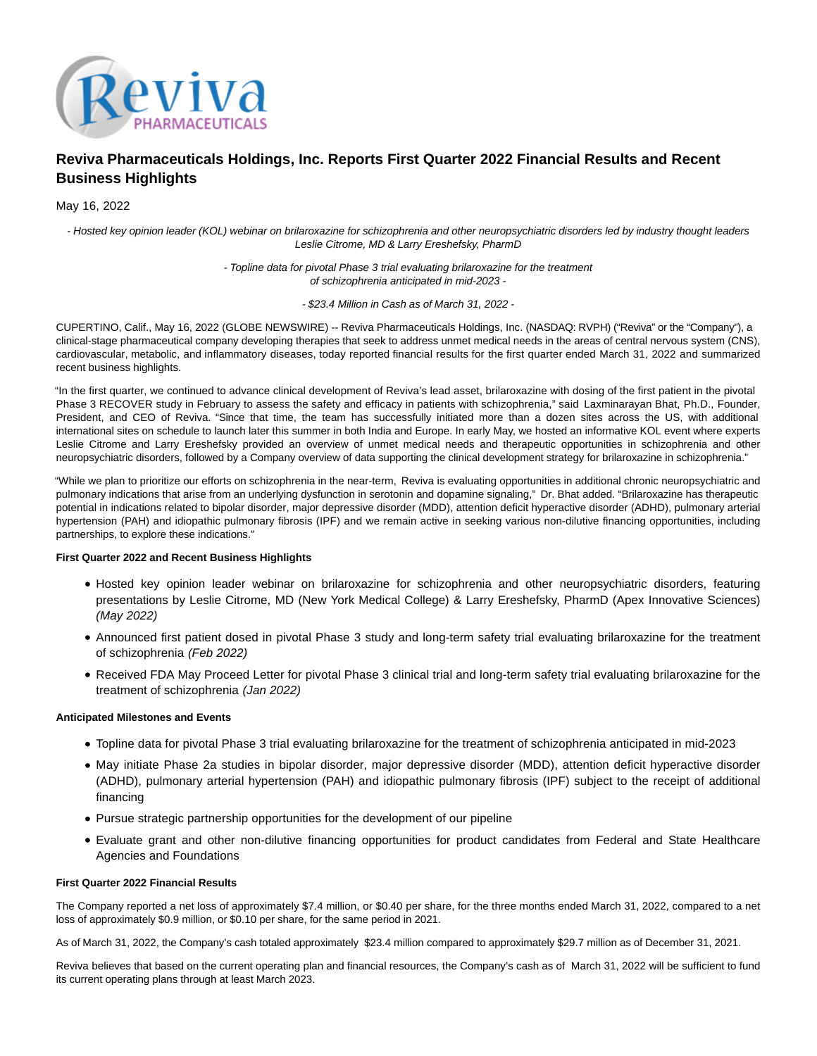# Reviva Pharmaceuticals Holdings, Inc. Reports First Quarter 2022 Financial Results and Recent Business Highlights

May 16, 2022

*- Hosted key opinion leader (KOL) webinar on brilaroxazine for schizophrenia and other neuropsychiatric disorders led by industry thought leaders Leslie Citrome, MD & Larry Ereshefsky, PharmD*

*- Topline data for pivotal Phase 3 trial evaluating brilaroxazine for the treatment of schizophrenia anticipated in mid-2023 -*

*- $23.4 Million in Cash as of March 31, 2022 -*

CUPERTINO, Calif., May 16, 2022 (GLOBE NEWSWIRE) -- Reviva Pharmaceuticals Holdings, Inc. (NASDAQ: RVPH) ("Reviva" or the "Company"), a clinical-stage pharmaceutical company developing therapies that seek to address unmet medical needs in the areas of central nervous system (CNS), cardiovascular, metabolic, and inflammatory diseases, today reported financial results for the first quarter ended March 31, 2022 and summarized recent business highlights.

"In the first quarter, we continued to advance clinical development of Reviva's lead asset, brilaroxazine with dosing of the first patient in the pivotal Phase 3 RECOVER study in February to assess the safety and efficacy in patients with schizophrenia," said Laxminarayan Bhat, Ph.D., Founder, President, and CEO of Reviva. "Since that time, the team has successfully initiated more than a dozen sites across the US, with additional international sites on schedule to launch later this summer in both India and Europe. In early May, we hosted an informative KOL event where experts Leslie Citrome and Larry Ereshefsky provided an overview of unmet medical needs and therapeutic opportunities in schizophrenia and other neuropsychiatric disorders, followed by a Company overview of data supporting the clinical development strategy for brilaroxazine in schizophrenia."

"While we plan to prioritize our efforts on schizophrenia in the near-term, Reviva is evaluating opportunities in additional chronic neuropsychiatric and pulmonary indications that arise from an underlying dysfunction in serotonin and dopamine signaling," Dr. Bhat added. "Brilaroxazine has therapeutic potential in indications related to bipolar disorder, major depressive disorder (MDD), attention deficit hyperactive disorder (ADHD), pulmonary arterial hypertension (PAH) and idiopathic pulmonary fibrosis (IPF) and we remain active in seeking various non-dilutive financing opportunities, including partnerships, to explore these indications."

**First Quarter 2022 and Recent Business Highlights**

- Hosted key opinion leader webinar on brilaroxazine for schizophrenia and other neuropsychiatric disorders, featuring presentations by Leslie Citrome, MD (New York Medical College) & Larry Ereshefsky, PharmD (Apex Innovative Sciences) *(May 2022)*
- Announced first patient dosed in pivotal Phase 3 study and long-term safety trial evaluating brilaroxazine for the treatment of schizophrenia *(Feb 2022)*
- Received FDA May Proceed Letter for pivotal Phase 3 clinical trial and long-term safety trial evaluating brilaroxazine for the treatment of schizophrenia *(Jan 2022)*

**Anticipated Milestones and Events**

- Topline data for pivotal Phase 3 trial evaluating brilaroxazine for the treatment of schizophrenia anticipated in mid-2023
- May initiate Phase 2a studies in bipolar disorder, major depressive disorder (MDD), attention deficit hyperactive disorder (ADHD), pulmonary arterial hypertension (PAH) and idiopathic pulmonary fibrosis (IPF) subject to the receipt of additional financing
- Pursue strategic partnership opportunities for the development of our pipeline
- Evaluate grant and other non-dilutive financing opportunities for product candidates from Federal and State Healthcare Agencies and Foundations

**First Quarter 2022 Financial Results**

The Company reported a net loss of approximately $7.4 million, or $0.40 per share, for the three months ended March 31, 2022, compared to a net loss of approximately $0.9 million, or $0.10 per share, for the same period in 2021.

As of March 31, 2022, the Company's cash totaled approximately $23.4 million compared to approximately $29.7 million as of December 31, 2021.

Reviva believes that based on the current operating plan and financial resources, the Company's cash as of March 31, 2022 will be sufficient to fund its current operating plans through at least March 2023.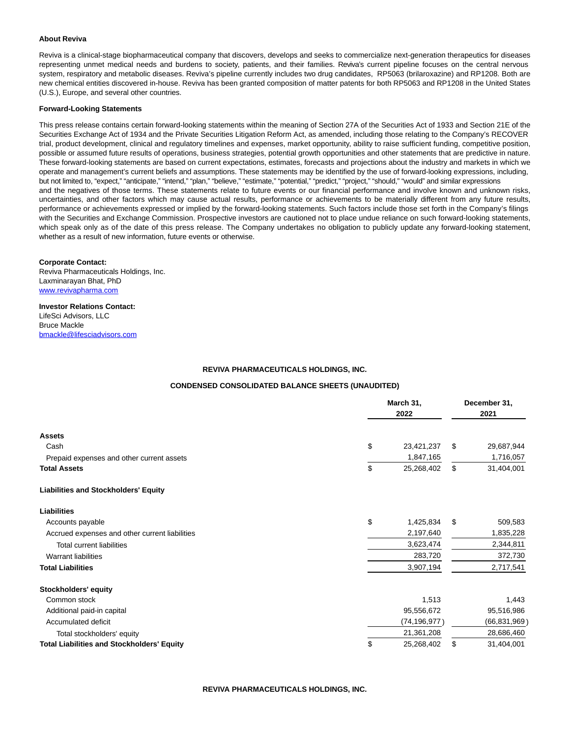**About Reviva**

Reviva is a clinical-stage biopharmaceutical company that discovers, develops and seeks to commercialize next-generation therapeutics for diseases representing unmet medical needs and burdens to society, patients, and their families. Reviva's current pipeline focuses on the central nervous system, respiratory and metabolic diseases. Reviva's pipeline currently includes two drug candidates, RP5063 (brilaroxazine) and RP1208. Both are new chemical entities discovered in-house. Reviva has been granted composition of matter patents for both RP5063 and RP1208 in the United States (U.S.), Europe, and several other countries.

**Forward-Looking Statements**

This press release contains certain forward-looking statements within the meaning of Section 27A of the Securities Act of 1933 and Section 21E of the Securities Exchange Act of 1934 and the Private Securities Litigation Reform Act, as amended, including those relating to the Company's RECOVER trial, product development, clinical and regulatory timelines and expenses, market opportunity, ability to raise sufficient funding, competitive position, possible or assumed future results of operations, business strategies, potential growth opportunities and other statements that are predictive in nature. These forward-looking statements are based on current expectations, estimates, forecasts and projections about the industry and markets in which we operate and management's current beliefs and assumptions. These statements may be identified by the use of forward-looking expressions, including, but not limited to, "expect," "anticipate," "intend," "plan," "believe," "estimate," "potential," "predict," "project," "should," "would" and similar expressions and the negatives of those terms. These statements relate to future events or our financial performance and involve known and unknown risks, uncertainties, and other factors which may cause actual results, performance or achievements to be materially different from any future results, performance or achievements expressed or implied by the forward-looking statements. Such factors include those set forth in the Company's filings with the Securities and Exchange Commission. Prospective investors are cautioned not to place undue reliance on such forward-looking statements, which speak only as of the date of this press release. The Company undertakes no obligation to publicly update any forward-looking statement, whether as a result of new information, future events or otherwise.

**Corporate Contact:**
Reviva Pharmaceuticals Holdings, Inc.
Laxminarayan Bhat, PhD
www.revivapharma.com

**Investor Relations Contact:**
LifeSci Advisors, LLC
Bruce Mackle
bmackle@lifesciadvisors.com

**REVIVA PHARMACEUTICALS HOLDINGS, INC.**

**CONDENSED CONSOLIDATED BALANCE SHEETS (UNAUDITED)**

| | March 31, 2022 | December 31, 2021 |
|---|---|---|
| **Assets** | | |
| Cash | $ 23,421,237 | $ 29,687,944 |
| Prepaid expenses and other current assets | 1,847,165 | 1,716,057 |
| **Total Assets** | $ 25,268,402 | $ 31,404,001 |
| **Liabilities and Stockholders' Equity** | | |
| **Liabilities** | | |
| Accounts payable | $ 1,425,834 | $ 509,583 |
| Accrued expenses and other current liabilities | 2,197,640 | 1,835,228 |
| Total current liabilities | 3,623,474 | 2,344,811 |
| Warrant liabilities | 283,720 | 372,730 |
| **Total Liabilities** | 3,907,194 | 2,717,541 |
| **Stockholders' equity** | | |
| Common stock | 1,513 | 1,443 |
| Additional paid-in capital | 95,556,672 | 95,516,986 |
| Accumulated deficit | (74,196,977) | (66,831,969) |
| Total stockholders' equity | 21,361,208 | 28,686,460 |
| **Total Liabilities and Stockholders' Equity** | $ 25,268,402 | $ 31,404,001 |

**REVIVA PHARMACEUTICALS HOLDINGS, INC.**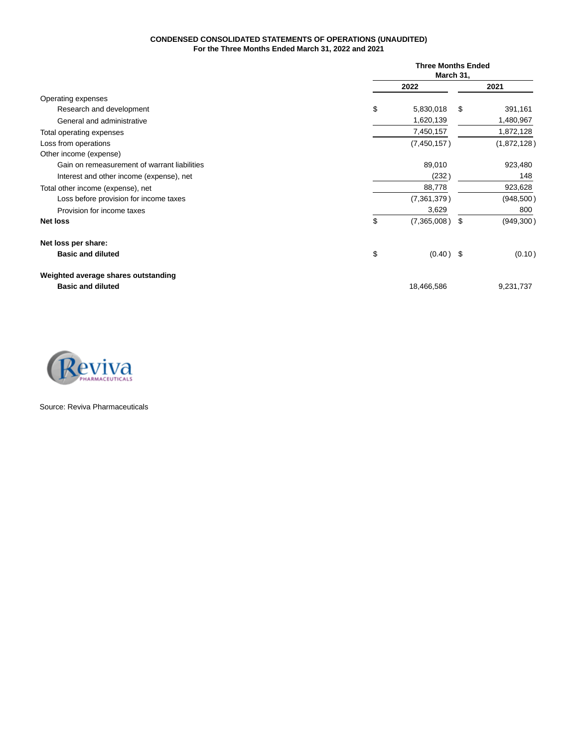**CONDENSED CONSOLIDATED STATEMENTS OF OPERATIONS (UNAUDITED)**
**For the Three Months Ended March 31, 2022 and 2021**

| | Three Months Ended March 31, | |
|---|---|---|
| | 2022 | 2021 |
| Operating expenses | | |
| Research and development | $ 5,830,018 | $ 391,161 |
| General and administrative | 1,620,139 | 1,480,967 |
| Total operating expenses | 7,450,157 | 1,872,128 |
| Loss from operations | (7,450,157) | (1,872,128) |
| Other income (expense) | | |
| Gain on remeasurement of warrant liabilities | 89,010 | 923,480 |
| Interest and other income (expense), net | (232) | 148 |
| Total other income (expense), net | 88,778 | 923,628 |
| Loss before provision for income taxes | (7,361,379) | (948,500) |
| Provision for income taxes | 3,629 | 800 |
| **Net loss** | $ (7,365,008) | $ (949,300) |
| | | |
| **Net loss per share:** | | |
| **Basic and diluted** | $ (0.40) | $ (0.10) |
| | | |
| **Weighted average shares outstanding** | | |
| **Basic and diluted** | 18,466,586 | 9,231,737 |

Source: Reviva Pharmaceuticals